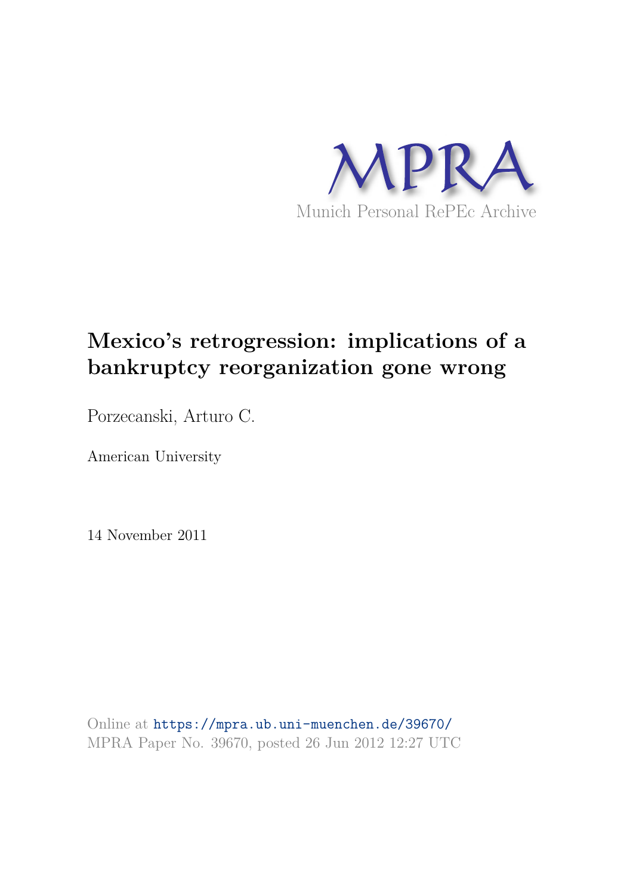MPRA

Munich Personal RePEc Archive

# Mexico's retrogression: implications of a bankruptcy reorganization gone wrong

Porzecanski, Arturo C.

American University

14 November 2011

Online at https://mpra.ub.uni-muenchen.de/39670/
MPRA Paper No. 39670, posted 26 Jun 2012 12:27 UTC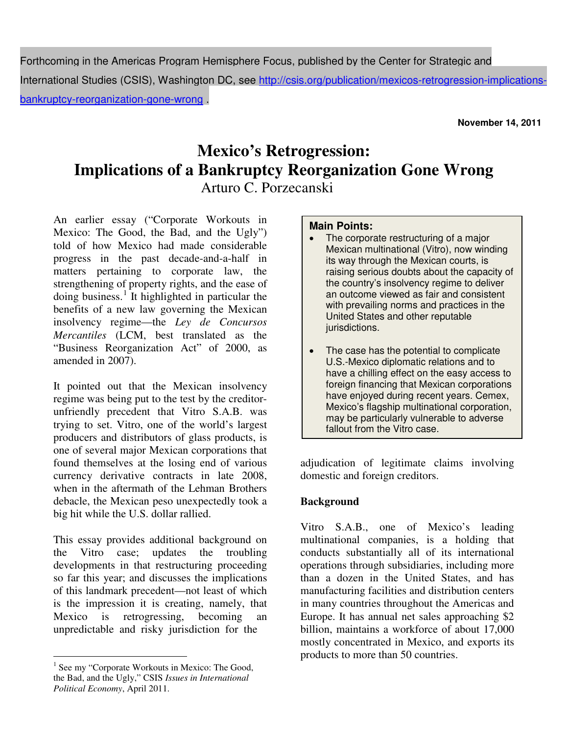Forthcoming in the Americas Program Hemisphere Focus, published by the Center for Strategic and International Studies (CSIS), Washington DC, see http://csis.org/publication/mexicos-retrogression-implications-bankruptcy-reorganization-gone-wrong .

**November 14, 2011**

# Mexico's Retrogression: Implications of a Bankruptcy Reorganization Gone Wrong

Arturo C. Porzecanski

> **Main Points:**
>
> - The corporate restructuring of a major Mexican multinational (Vitro), now winding its way through the Mexican courts, is raising serious doubts about the capacity of the country's insolvency regime to deliver an outcome viewed as fair and consistent with prevailing norms and practices in the United States and other reputable jurisdictions.
> - The case has the potential to complicate U.S.-Mexico diplomatic relations and to have a chilling effect on the easy access to foreign financing that Mexican corporations have enjoyed during recent years. Cemex, Mexico's flagship multinational corporation, may be particularly vulnerable to adverse fallout from the Vitro case.

An earlier essay ("Corporate Workouts in Mexico: The Good, the Bad, and the Ugly") told of how Mexico had made considerable progress in the past decade-and-a-half in matters pertaining to corporate law, the strengthening of property rights, and the ease of doing business.[1] It highlighted in particular the benefits of a new law governing the Mexican insolvency regime—the *Ley de Concursos Mercantiles* (LCM, best translated as the "Business Reorganization Act" of 2000, as amended in 2007).

It pointed out that the Mexican insolvency regime was being put to the test by the creditor-unfriendly precedent that Vitro S.A.B. was trying to set. Vitro, one of the world's largest producers and distributors of glass products, is one of several major Mexican corporations that found themselves at the losing end of various currency derivative contracts in late 2008, when in the aftermath of the Lehman Brothers debacle, the Mexican peso unexpectedly took a big hit while the U.S. dollar rallied.

This essay provides additional background on the Vitro case; updates the troubling developments in that restructuring proceeding so far this year; and discusses the implications of this landmark precedent—not least of which is the impression it is creating, namely, that Mexico is retrogressing, becoming an unpredictable and risky jurisdiction for the adjudication of legitimate claims involving domestic and foreign creditors.

**Background**

Vitro S.A.B., one of Mexico's leading multinational companies, is a holding that conducts substantially all of its international operations through subsidiaries, including more than a dozen in the United States, and has manufacturing facilities and distribution centers in many countries throughout the Americas and Europe. It has annual net sales approaching $2 billion, maintains a workforce of about 17,000 mostly concentrated in Mexico, and exports its products to more than 50 countries.

---

[1] See my "Corporate Workouts in Mexico: The Good, the Bad, and the Ugly," CSIS *Issues in International Political Economy*, April 2011.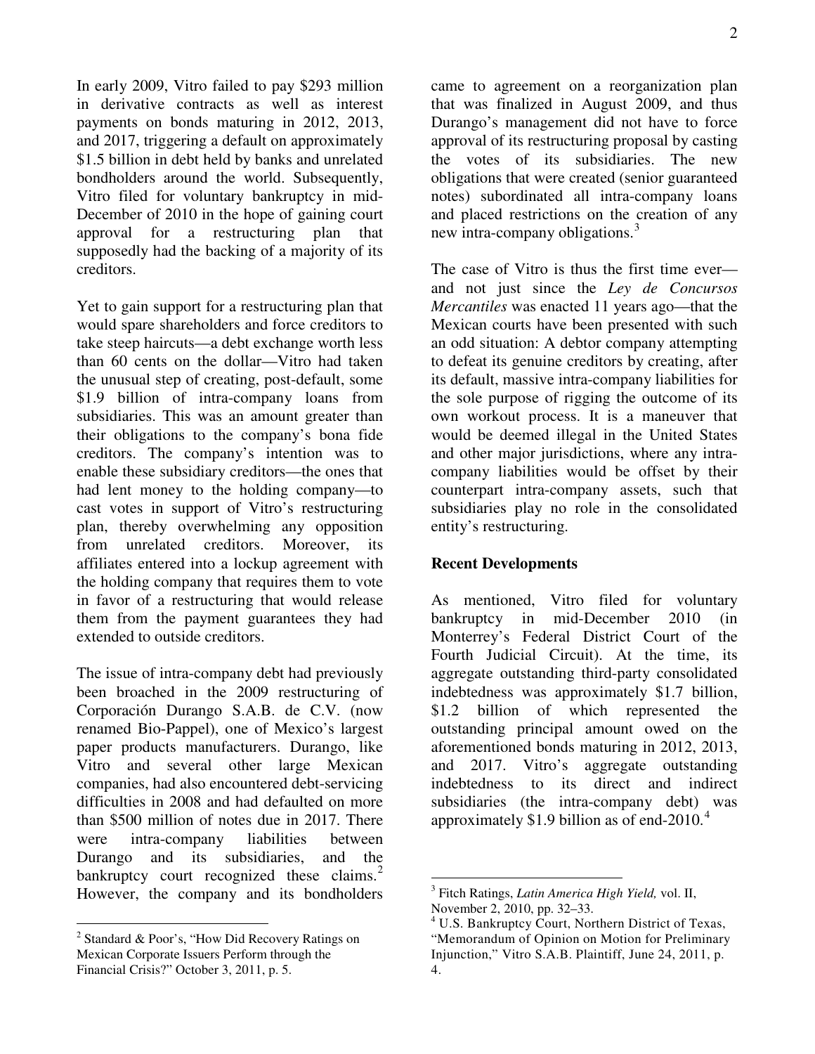In early 2009, Vitro failed to pay $293 million in derivative contracts as well as interest payments on bonds maturing in 2012, 2013, and 2017, triggering a default on approximately $1.5 billion in debt held by banks and unrelated bondholders around the world. Subsequently, Vitro filed for voluntary bankruptcy in mid-December of 2010 in the hope of gaining court approval for a restructuring plan that supposedly had the backing of a majority of its creditors.

Yet to gain support for a restructuring plan that would spare shareholders and force creditors to take steep haircuts—a debt exchange worth less than 60 cents on the dollar—Vitro had taken the unusual step of creating, post-default, some $1.9 billion of intra-company loans from subsidiaries. This was an amount greater than their obligations to the company's bona fide creditors. The company's intention was to enable these subsidiary creditors—the ones that had lent money to the holding company—to cast votes in support of Vitro's restructuring plan, thereby overwhelming any opposition from unrelated creditors. Moreover, its affiliates entered into a lockup agreement with the holding company that requires them to vote in favor of a restructuring that would release them from the payment guarantees they had extended to outside creditors.

The issue of intra-company debt had previously been broached in the 2009 restructuring of Corporación Durango S.A.B. de C.V. (now renamed Bio-Pappel), one of Mexico's largest paper products manufacturers. Durango, like Vitro and several other large Mexican companies, had also encountered debt-servicing difficulties in 2008 and had defaulted on more than $500 million of notes due in 2017. There were intra-company liabilities between Durango and its subsidiaries, and the bankruptcy court recognized these claims.[2] However, the company and its bondholders came to agreement on a reorganization plan that was finalized in August 2009, and thus Durango's management did not have to force approval of its restructuring proposal by casting the votes of its subsidiaries. The new obligations that were created (senior guaranteed notes) subordinated all intra-company loans and placed restrictions on the creation of any new intra-company obligations.[3]

The case of Vitro is thus the first time ever—and not just since the *Ley de Concursos Mercantiles* was enacted 11 years ago—that the Mexican courts have been presented with such an odd situation: A debtor company attempting to defeat its genuine creditors by creating, after its default, massive intra-company liabilities for the sole purpose of rigging the outcome of its own workout process. It is a maneuver that would be deemed illegal in the United States and other major jurisdictions, where any intra-company liabilities would be offset by their counterpart intra-company assets, such that subsidiaries play no role in the consolidated entity's restructuring.

**Recent Developments**

As mentioned, Vitro filed for voluntary bankruptcy in mid-December 2010 (in Monterrey's Federal District Court of the Fourth Judicial Circuit). At the time, its aggregate outstanding third-party consolidated indebtedness was approximately $1.7 billion, $1.2 billion of which represented the outstanding principal amount owed on the aforementioned bonds maturing in 2012, 2013, and 2017. Vitro's aggregate outstanding indebtedness to its direct and indirect subsidiaries (the intra-company debt) was approximately $1.9 billion as of end-2010.[4]

---

[2] Standard & Poor's, "How Did Recovery Ratings on Mexican Corporate Issuers Perform through the Financial Crisis?" October 3, 2011, p. 5.

[3] Fitch Ratings, *Latin America High Yield,* vol. II, November 2, 2010, pp. 32–33.

[4] U.S. Bankruptcy Court, Northern District of Texas, "Memorandum of Opinion on Motion for Preliminary Injunction," Vitro S.A.B. Plaintiff, June 24, 2011, p. 4.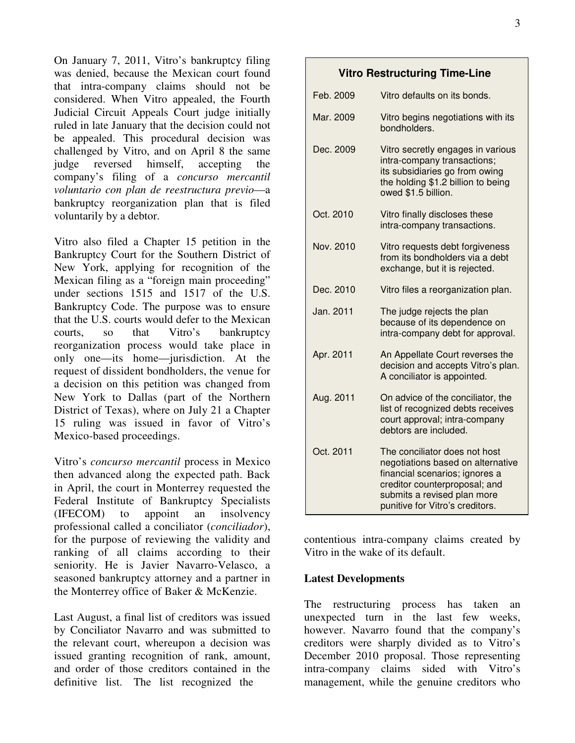On January 7, 2011, Vitro's bankruptcy filing was denied, because the Mexican court found that intra-company claims should not be considered. When Vitro appealed, the Fourth Judicial Circuit Appeals Court judge initially ruled in late January that the decision could not be appealed. This procedural decision was challenged by Vitro, and on April 8 the same judge reversed himself, accepting the company's filing of a *concurso mercantil voluntario con plan de reestructura previo*—a bankruptcy reorganization plan that is filed voluntarily by a debtor.

Vitro also filed a Chapter 15 petition in the Bankruptcy Court for the Southern District of New York, applying for recognition of the Mexican filing as a "foreign main proceeding" under sections 1515 and 1517 of the U.S. Bankruptcy Code. The purpose was to ensure that the U.S. courts would defer to the Mexican courts, so that Vitro's bankruptcy reorganization process would take place in only one—its home—jurisdiction. At the request of dissident bondholders, the venue for a decision on this petition was changed from New York to Dallas (part of the Northern District of Texas), where on July 21 a Chapter 15 ruling was issued in favor of Vitro's Mexico-based proceedings.

Vitro's *concurso mercantil* process in Mexico then advanced along the expected path. Back in April, the court in Monterrey requested the Federal Institute of Bankruptcy Specialists (IFECOM) to appoint an insolvency professional called a conciliator (*conciliador*), for the purpose of reviewing the validity and ranking of all claims according to their seniority. He is Javier Navarro-Velasco, a seasoned bankruptcy attorney and a partner in the Monterrey office of Baker & McKenzie.

Last August, a final list of creditors was issued by Conciliator Navarro and was submitted to the relevant court, whereupon a decision was issued granting recognition of rank, amount, and order of those creditors contained in the definitive list. The list recognized the contentious intra-company claims created by Vitro in the wake of its default.

**Vitro Restructuring Time-Line**

| Date | Event |
|---|---|
| Feb. 2009 | Vitro defaults on its bonds. |
| Mar. 2009 | Vitro begins negotiations with its bondholders. |
| Dec. 2009 | Vitro secretly engages in various intra-company transactions; its subsidiaries go from owing the holding $1.2 billion to being owed $1.5 billion. |
| Oct. 2010 | Vitro finally discloses these intra-company transactions. |
| Nov. 2010 | Vitro requests debt forgiveness from its bondholders via a debt exchange, but it is rejected. |
| Dec. 2010 | Vitro files a reorganization plan. |
| Jan. 2011 | The judge rejects the plan because of its dependence on intra-company debt for approval. |
| Apr. 2011 | An Appellate Court reverses the decision and accepts Vitro's plan. A conciliator is appointed. |
| Aug. 2011 | On advice of the conciliator, the list of recognized debts receives court approval; intra-company debtors are included. |
| Oct. 2011 | The conciliator does not host negotiations based on alternative financial scenarios; ignores a creditor counterproposal; and submits a revised plan more punitive for Vitro's creditors. |

## Latest Developments

The restructuring process has taken an unexpected turn in the last few weeks, however. Navarro found that the company's creditors were sharply divided as to Vitro's December 2010 proposal. Those representing intra-company claims sided with Vitro's management, while the genuine creditors who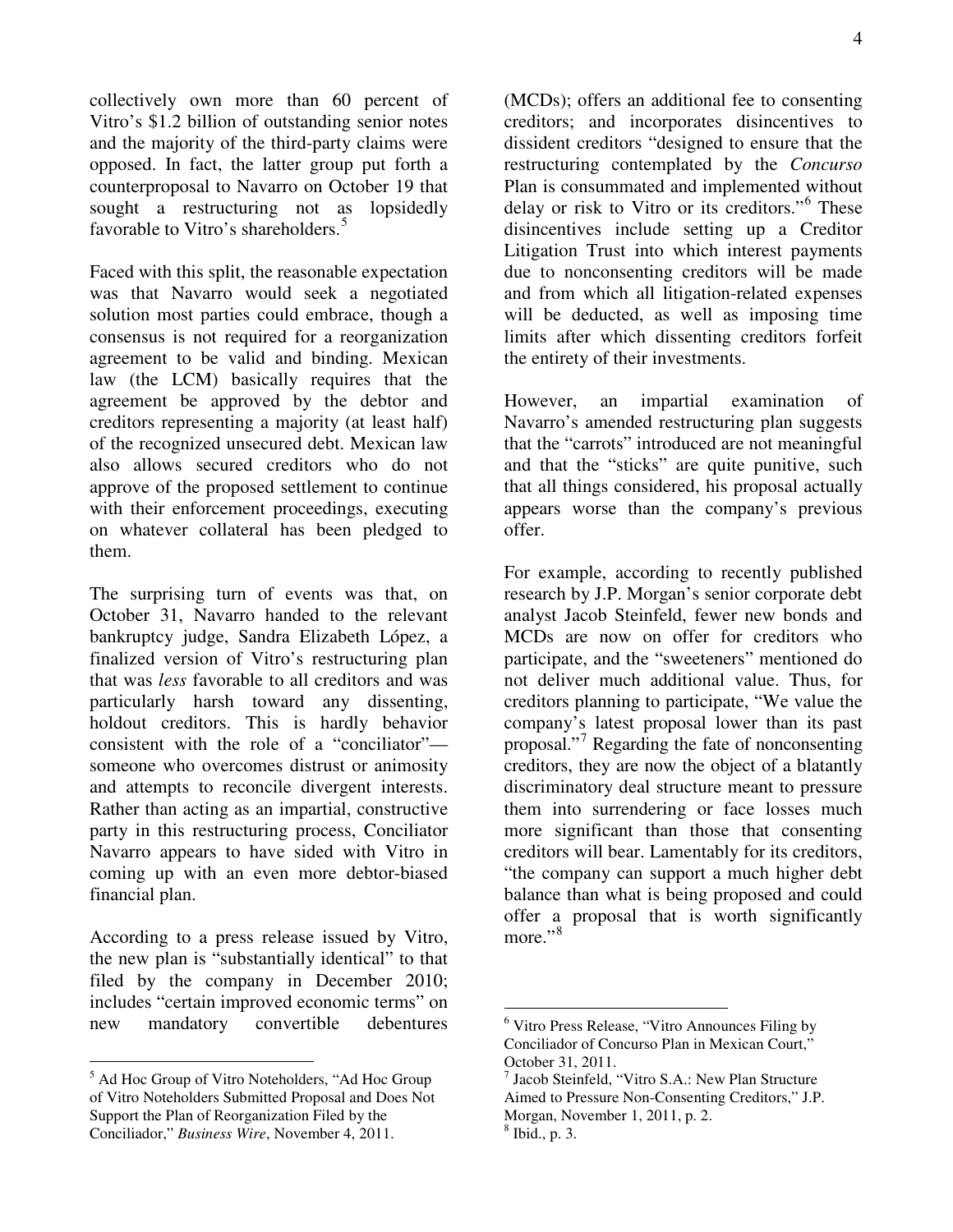collectively own more than 60 percent of Vitro's $1.2 billion of outstanding senior notes and the majority of the third-party claims were opposed. In fact, the latter group put forth a counterproposal to Navarro on October 19 that sought a restructuring not as lopsidedly favorable to Vitro's shareholders.[5]

Faced with this split, the reasonable expectation was that Navarro would seek a negotiated solution most parties could embrace, though a consensus is not required for a reorganization agreement to be valid and binding. Mexican law (the LCM) basically requires that the agreement be approved by the debtor and creditors representing a majority (at least half) of the recognized unsecured debt. Mexican law also allows secured creditors who do not approve of the proposed settlement to continue with their enforcement proceedings, executing on whatever collateral has been pledged to them.

The surprising turn of events was that, on October 31, Navarro handed to the relevant bankruptcy judge, Sandra Elizabeth López, a finalized version of Vitro's restructuring plan that was *less* favorable to all creditors and was particularly harsh toward any dissenting, holdout creditors. This is hardly behavior consistent with the role of a "conciliator"—someone who overcomes distrust or animosity and attempts to reconcile divergent interests. Rather than acting as an impartial, constructive party in this restructuring process, Conciliator Navarro appears to have sided with Vitro in coming up with an even more debtor-biased financial plan.

According to a press release issued by Vitro, the new plan is "substantially identical" to that filed by the company in December 2010; includes "certain improved economic terms" on new mandatory convertible debentures (MCDs); offers an additional fee to consenting creditors; and incorporates disincentives to dissident creditors "designed to ensure that the restructuring contemplated by the *Concurso* Plan is consummated and implemented without delay or risk to Vitro or its creditors."[6] These disincentives include setting up a Creditor Litigation Trust into which interest payments due to nonconsenting creditors will be made and from which all litigation-related expenses will be deducted, as well as imposing time limits after which dissenting creditors forfeit the entirety of their investments.

However, an impartial examination of Navarro's amended restructuring plan suggests that the "carrots" introduced are not meaningful and that the "sticks" are quite punitive, such that all things considered, his proposal actually appears worse than the company's previous offer.

For example, according to recently published research by J.P. Morgan's senior corporate debt analyst Jacob Steinfeld, fewer new bonds and MCDs are now on offer for creditors who participate, and the "sweeteners" mentioned do not deliver much additional value. Thus, for creditors planning to participate, "We value the company's latest proposal lower than its past proposal."[7] Regarding the fate of nonconsenting creditors, they are now the object of a blatantly discriminatory deal structure meant to pressure them into surrendering or face losses much more significant than those that consenting creditors will bear. Lamentably for its creditors, "the company can support a much higher debt balance than what is being proposed and could offer a proposal that is worth significantly more."[8]

---

[5] Ad Hoc Group of Vitro Noteholders, "Ad Hoc Group of Vitro Noteholders Submitted Proposal and Does Not Support the Plan of Reorganization Filed by the Conciliador," *Business Wire*, November 4, 2011.

[6] Vitro Press Release, "Vitro Announces Filing by Conciliador of Concurso Plan in Mexican Court," October 31, 2011.

[7] Jacob Steinfeld, "Vitro S.A.: New Plan Structure Aimed to Pressure Non-Consenting Creditors," J.P. Morgan, November 1, 2011, p. 2.

[8] Ibid., p. 3.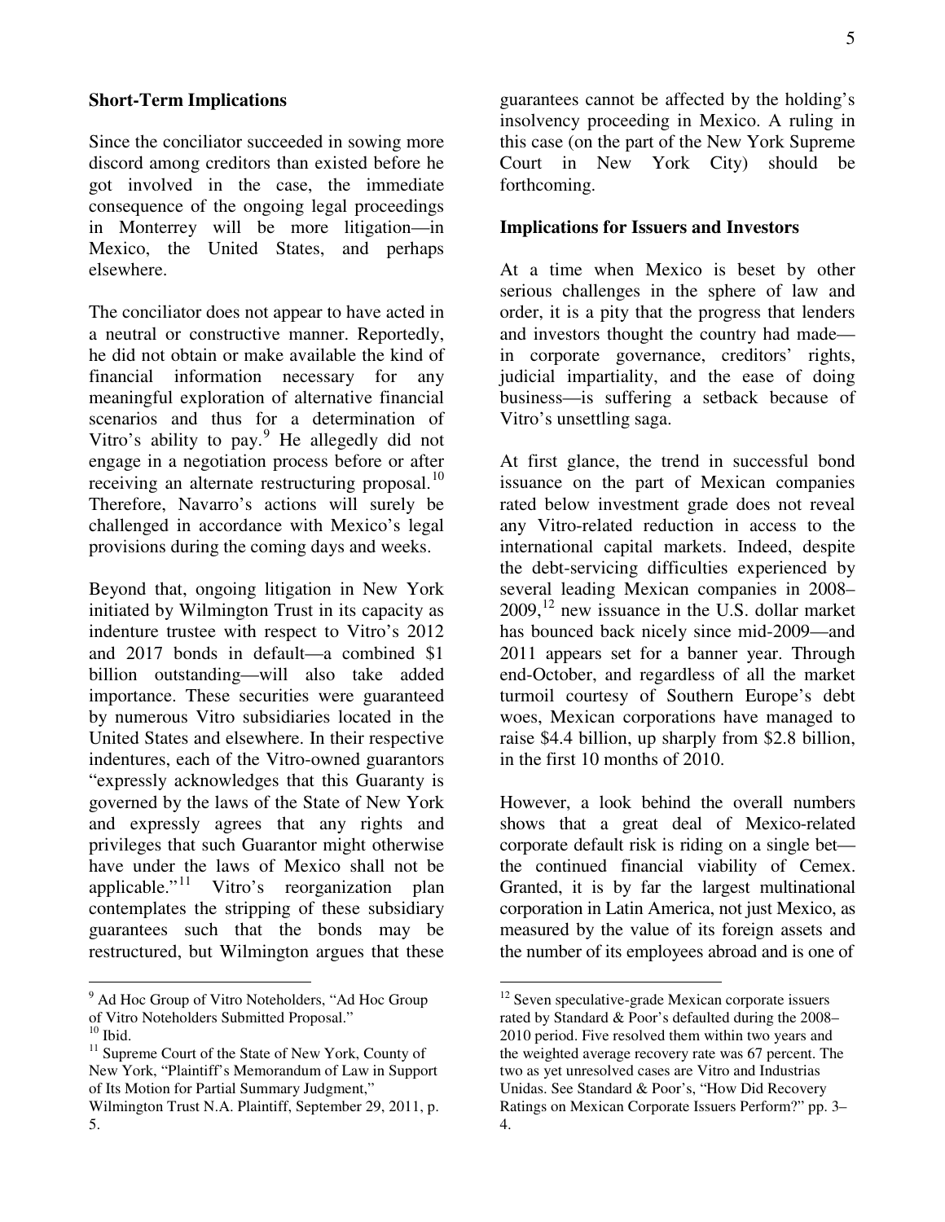**Short-Term Implications**

Since the conciliator succeeded in sowing more discord among creditors than existed before he got involved in the case, the immediate consequence of the ongoing legal proceedings in Monterrey will be more litigation—in Mexico, the United States, and perhaps elsewhere.

The conciliator does not appear to have acted in a neutral or constructive manner. Reportedly, he did not obtain or make available the kind of financial information necessary for any meaningful exploration of alternative financial scenarios and thus for a determination of Vitro's ability to pay.[9] He allegedly did not engage in a negotiation process before or after receiving an alternate restructuring proposal.[10] Therefore, Navarro's actions will surely be challenged in accordance with Mexico's legal provisions during the coming days and weeks.

Beyond that, ongoing litigation in New York initiated by Wilmington Trust in its capacity as indenture trustee with respect to Vitro's 2012 and 2017 bonds in default—a combined $1 billion outstanding—will also take added importance. These securities were guaranteed by numerous Vitro subsidiaries located in the United States and elsewhere. In their respective indentures, each of the Vitro-owned guarantors "expressly acknowledges that this Guaranty is governed by the laws of the State of New York and expressly agrees that any rights and privileges that such Guarantor might otherwise have under the laws of Mexico shall not be applicable."[11] Vitro's reorganization plan contemplates the stripping of these subsidiary guarantees such that the bonds may be restructured, but Wilmington argues that these guarantees cannot be affected by the holding's insolvency proceeding in Mexico. A ruling in this case (on the part of the New York Supreme Court in New York City) should be forthcoming.

**Implications for Issuers and Investors**

At a time when Mexico is beset by other serious challenges in the sphere of law and order, it is a pity that the progress that lenders and investors thought the country had made—in corporate governance, creditors' rights, judicial impartiality, and the ease of doing business—is suffering a setback because of Vitro's unsettling saga.

At first glance, the trend in successful bond issuance on the part of Mexican companies rated below investment grade does not reveal any Vitro-related reduction in access to the international capital markets. Indeed, despite the debt-servicing difficulties experienced by several leading Mexican companies in 2008–2009,[12] new issuance in the U.S. dollar market has bounced back nicely since mid-2009—and 2011 appears set for a banner year. Through end-October, and regardless of all the market turmoil courtesy of Southern Europe's debt woes, Mexican corporations have managed to raise $4.4 billion, up sharply from $2.8 billion, in the first 10 months of 2010.

However, a look behind the overall numbers shows that a great deal of Mexico-related corporate default risk is riding on a single bet—the continued financial viability of Cemex. Granted, it is by far the largest multinational corporation in Latin America, not just Mexico, as measured by the value of its foreign assets and the number of its employees abroad and is one of

---

[9] Ad Hoc Group of Vitro Noteholders, "Ad Hoc Group of Vitro Noteholders Submitted Proposal."

[10] Ibid.

[11] Supreme Court of the State of New York, County of New York, "Plaintiff's Memorandum of Law in Support of Its Motion for Partial Summary Judgment," Wilmington Trust N.A. Plaintiff, September 29, 2011, p. 5.

[12] Seven speculative-grade Mexican corporate issuers rated by Standard & Poor's defaulted during the 2008–2010 period. Five resolved them within two years and the weighted average recovery rate was 67 percent. The two as yet unresolved cases are Vitro and Industrias Unidas. See Standard & Poor's, "How Did Recovery Ratings on Mexican Corporate Issuers Perform?" pp. 3–4.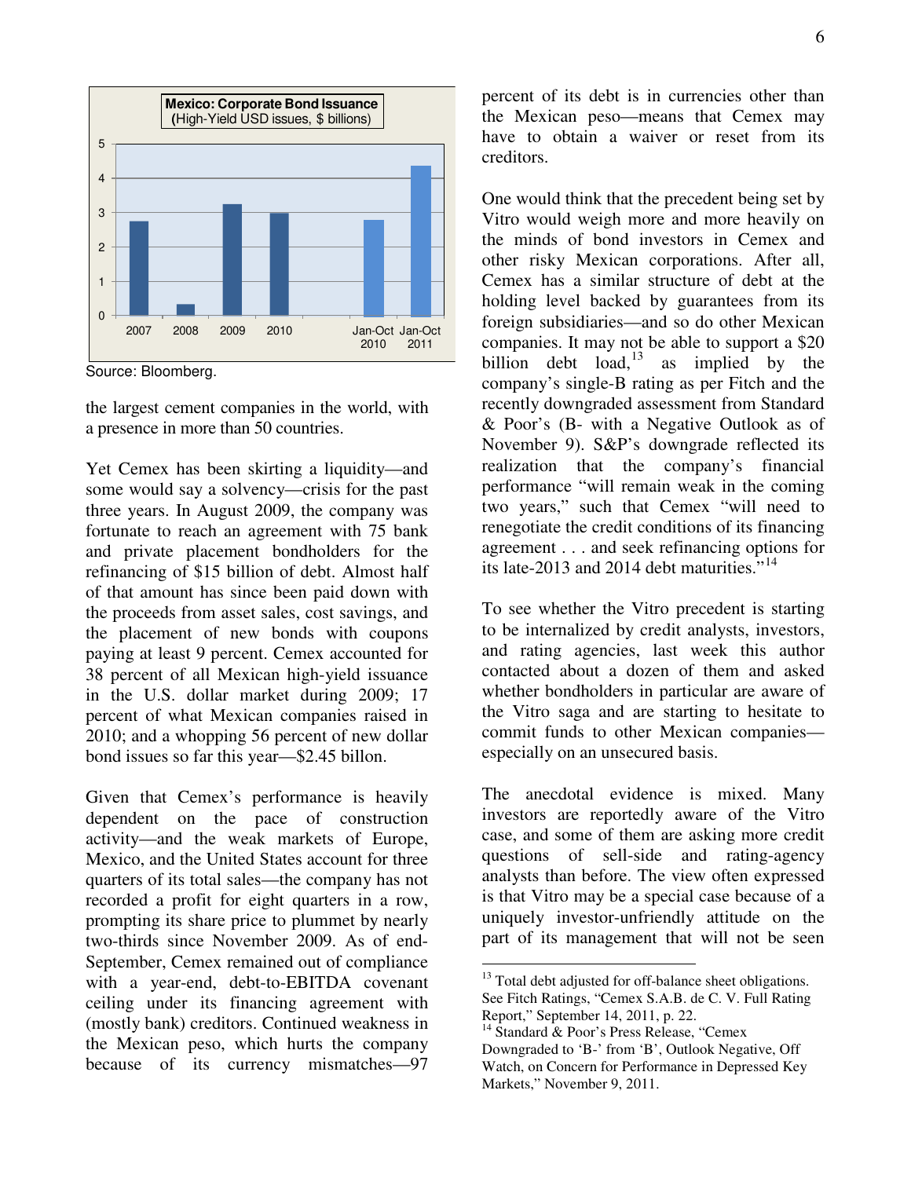**Mexico: Corporate Bond Issuance (High-Yield USD issues, $ billions)**

Source: Bloomberg.

the largest cement companies in the world, with a presence in more than 50 countries.

Yet Cemex has been skirting a liquidity—and some would say a solvency—crisis for the past three years. In August 2009, the company was fortunate to reach an agreement with 75 bank and private placement bondholders for the refinancing of $15 billion of debt. Almost half of that amount has since been paid down with the proceeds from asset sales, cost savings, and the placement of new bonds with coupons paying at least 9 percent. Cemex accounted for 38 percent of all Mexican high-yield issuance in the U.S. dollar market during 2009; 17 percent of what Mexican companies raised in 2010; and a whopping 56 percent of new dollar bond issues so far this year—$2.45 billon.

Given that Cemex's performance is heavily dependent on the pace of construction activity—and the weak markets of Europe, Mexico, and the United States account for three quarters of its total sales—the company has not recorded a profit for eight quarters in a row, prompting its share price to plummet by nearly two-thirds since November 2009. As of end-September, Cemex remained out of compliance with a year-end, debt-to-EBITDA covenant ceiling under its financing agreement with (mostly bank) creditors. Continued weakness in the Mexican peso, which hurts the company because of its currency mismatches—97 percent of its debt is in currencies other than the Mexican peso—means that Cemex may have to obtain a waiver or reset from its creditors.

One would think that the precedent being set by Vitro would weigh more and more heavily on the minds of bond investors in Cemex and other risky Mexican corporations. After all, Cemex has a similar structure of debt at the holding level backed by guarantees from its foreign subsidiaries—and so do other Mexican companies. It may not be able to support a $20 billion debt load,[13] as implied by the company's single-B rating as per Fitch and the recently downgraded assessment from Standard & Poor's (B- with a Negative Outlook as of November 9). S&P's downgrade reflected its realization that the company's financial performance "will remain weak in the coming two years," such that Cemex "will need to renegotiate the credit conditions of its financing agreement . . . and seek refinancing options for its late-2013 and 2014 debt maturities."[14]

To see whether the Vitro precedent is starting to be internalized by credit analysts, investors, and rating agencies, last week this author contacted about a dozen of them and asked whether bondholders in particular are aware of the Vitro saga and are starting to hesitate to commit funds to other Mexican companies—especially on an unsecured basis.

The anecdotal evidence is mixed. Many investors are reportedly aware of the Vitro case, and some of them are asking more credit questions of sell-side and rating-agency analysts than before. The view often expressed is that Vitro may be a special case because of a uniquely investor-unfriendly attitude on the part of its management that will not be seen

[13] Total debt adjusted for off-balance sheet obligations. See Fitch Ratings, "Cemex S.A.B. de C. V. Full Rating Report," September 14, 2011, p. 22.

[14] Standard & Poor's Press Release, "Cemex Downgraded to 'B-' from 'B', Outlook Negative, Off Watch, on Concern for Performance in Depressed Key Markets," November 9, 2011.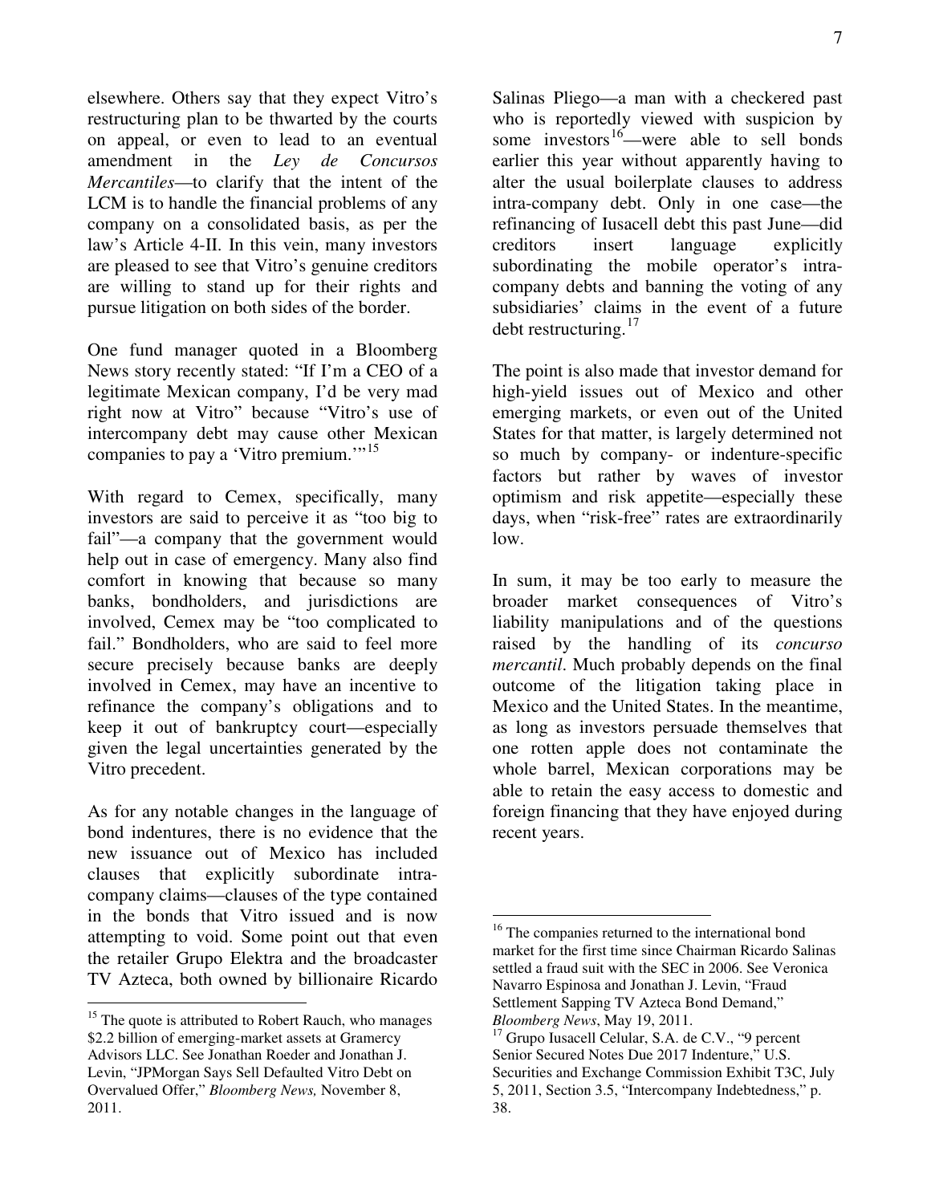elsewhere. Others say that they expect Vitro's restructuring plan to be thwarted by the courts on appeal, or even to lead to an eventual amendment in the *Ley de Concursos Mercantiles*—to clarify that the intent of the LCM is to handle the financial problems of any company on a consolidated basis, as per the law's Article 4-II. In this vein, many investors are pleased to see that Vitro's genuine creditors are willing to stand up for their rights and pursue litigation on both sides of the border.

One fund manager quoted in a Bloomberg News story recently stated: "If I'm a CEO of a legitimate Mexican company, I'd be very mad right now at Vitro" because "Vitro's use of intercompany debt may cause other Mexican companies to pay a 'Vitro premium.'"[15]

With regard to Cemex, specifically, many investors are said to perceive it as "too big to fail"—a company that the government would help out in case of emergency. Many also find comfort in knowing that because so many banks, bondholders, and jurisdictions are involved, Cemex may be "too complicated to fail." Bondholders, who are said to feel more secure precisely because banks are deeply involved in Cemex, may have an incentive to refinance the company's obligations and to keep it out of bankruptcy court—especially given the legal uncertainties generated by the Vitro precedent.

As for any notable changes in the language of bond indentures, there is no evidence that the new issuance out of Mexico has included clauses that explicitly subordinate intra-company claims—clauses of the type contained in the bonds that Vitro issued and is now attempting to void. Some point out that even the retailer Grupo Elektra and the broadcaster TV Azteca, both owned by billionaire Ricardo Salinas Pliego—a man with a checkered past who is reportedly viewed with suspicion by some investors[16]—were able to sell bonds earlier this year without apparently having to alter the usual boilerplate clauses to address intra-company debt. Only in one case—the refinancing of Iusacell debt this past June—did creditors insert language explicitly subordinating the mobile operator's intra-company debts and banning the voting of any subsidiaries' claims in the event of a future debt restructuring.[17]

The point is also made that investor demand for high-yield issues out of Mexico and other emerging markets, or even out of the United States for that matter, is largely determined not so much by company- or indenture-specific factors but rather by waves of investor optimism and risk appetite—especially these days, when "risk-free" rates are extraordinarily low.

In sum, it may be too early to measure the broader market consequences of Vitro's liability manipulations and of the questions raised by the handling of its *concurso mercantil*. Much probably depends on the final outcome of the litigation taking place in Mexico and the United States. In the meantime, as long as investors persuade themselves that one rotten apple does not contaminate the whole barrel, Mexican corporations may be able to retain the easy access to domestic and foreign financing that they have enjoyed during recent years.

---

[15] The quote is attributed to Robert Rauch, who manages $2.2 billion of emerging-market assets at Gramercy Advisors LLC. See Jonathan Roeder and Jonathan J. Levin, "JPMorgan Says Sell Defaulted Vitro Debt on Overvalued Offer," *Bloomberg News,* November 8, 2011.

[16] The companies returned to the international bond market for the first time since Chairman Ricardo Salinas settled a fraud suit with the SEC in 2006. See Veronica Navarro Espinosa and Jonathan J. Levin, "Fraud Settlement Sapping TV Azteca Bond Demand," *Bloomberg News*, May 19, 2011.

[17] Grupo Iusacell Celular, S.A. de C.V., "9 percent Senior Secured Notes Due 2017 Indenture," U.S. Securities and Exchange Commission Exhibit T3C, July 5, 2011, Section 3.5, "Intercompany Indebtedness," p. 38.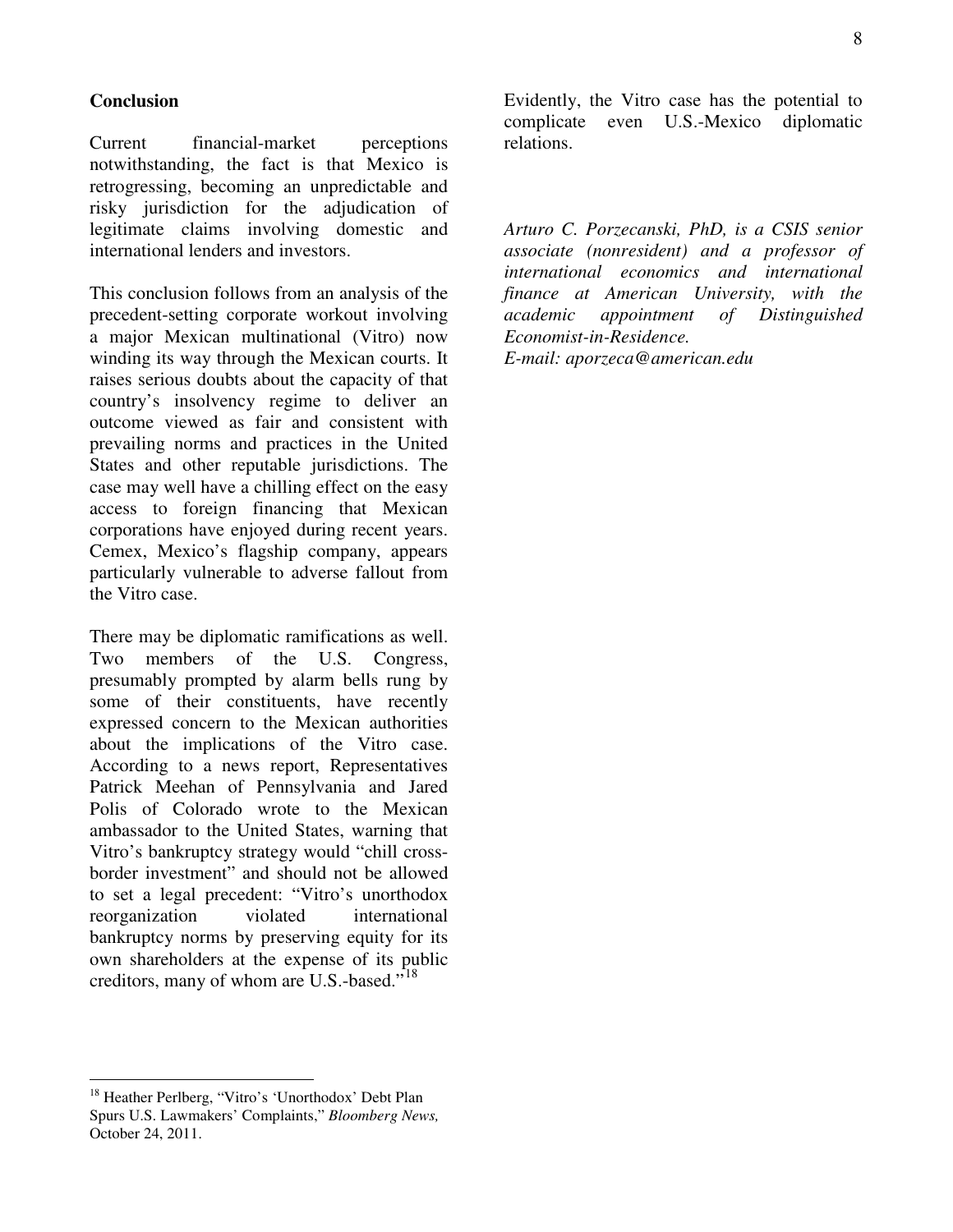## Conclusion

Current financial-market perceptions notwithstanding, the fact is that Mexico is retrogressing, becoming an unpredictable and risky jurisdiction for the adjudication of legitimate claims involving domestic and international lenders and investors.

This conclusion follows from an analysis of the precedent-setting corporate workout involving a major Mexican multinational (Vitro) now winding its way through the Mexican courts. It raises serious doubts about the capacity of that country's insolvency regime to deliver an outcome viewed as fair and consistent with prevailing norms and practices in the United States and other reputable jurisdictions. The case may well have a chilling effect on the easy access to foreign financing that Mexican corporations have enjoyed during recent years. Cemex, Mexico's flagship company, appears particularly vulnerable to adverse fallout from the Vitro case.

There may be diplomatic ramifications as well. Two members of the U.S. Congress, presumably prompted by alarm bells rung by some of their constituents, have recently expressed concern to the Mexican authorities about the implications of the Vitro case. According to a news report, Representatives Patrick Meehan of Pennsylvania and Jared Polis of Colorado wrote to the Mexican ambassador to the United States, warning that Vitro's bankruptcy strategy would "chill cross-border investment" and should not be allowed to set a legal precedent: "Vitro's unorthodox reorganization violated international bankruptcy norms by preserving equity for its own shareholders at the expense of its public creditors, many of whom are U.S.-based."[18]

Evidently, the Vitro case has the potential to complicate even U.S.-Mexico diplomatic relations.

*Arturo C. Porzecanski, PhD, is a CSIS senior associate (nonresident) and a professor of international economics and international finance at American University, with the academic appointment of Distinguished Economist-in-Residence.*
*E-mail: aporzeca@american.edu*

---

[18] Heather Perlberg, "Vitro's 'Unorthodox' Debt Plan Spurs U.S. Lawmakers' Complaints," *Bloomberg News,* October 24, 2011.